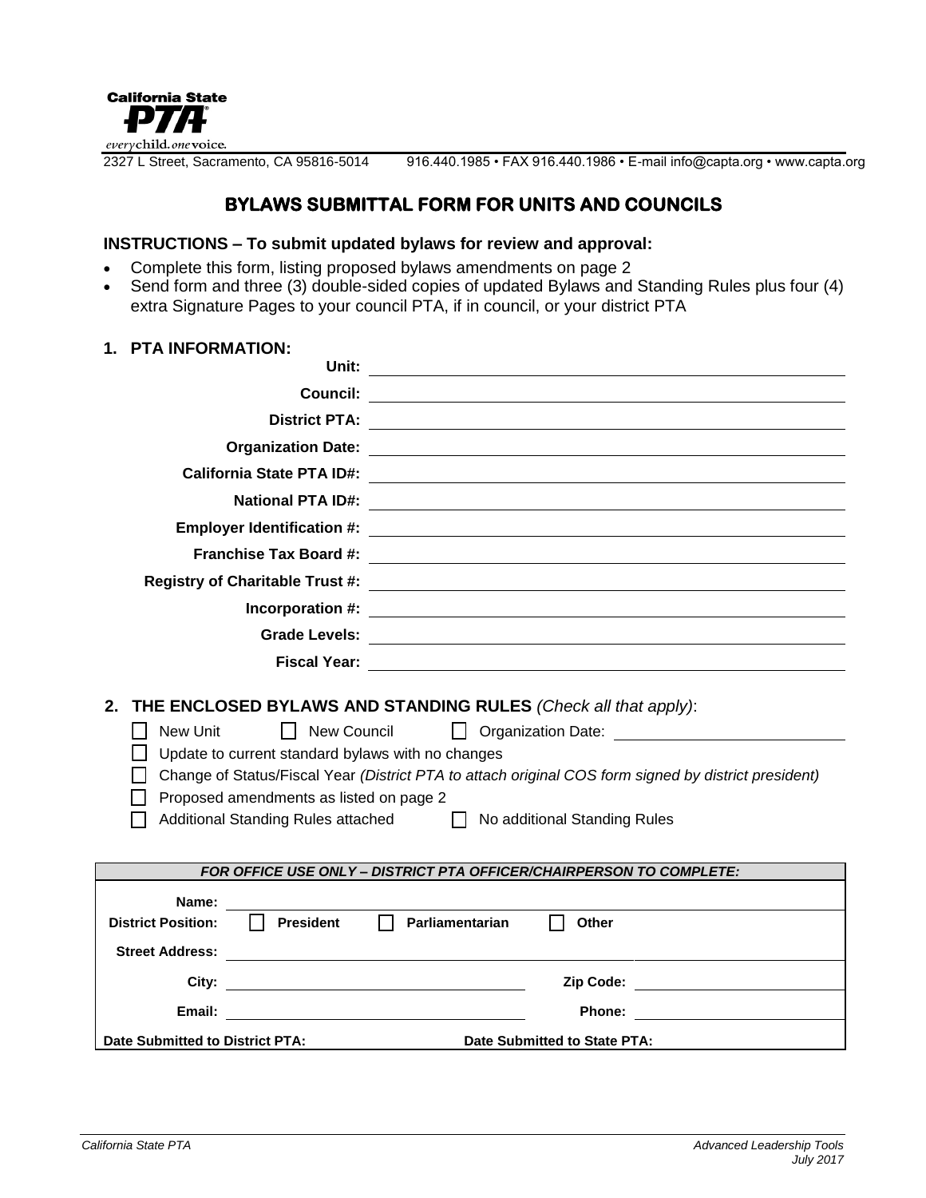California State PTA
everychild.onevoice.

2327 L Street, Sacramento, CA 95816-5014 916.440.1985 • FAX 916.440.1986 • E-mail info@capta.org • www.capta.org

# BYLAWS SUBMITTAL FORM FOR UNITS AND COUNCILS

**INSTRUCTIONS – To submit updated bylaws for review and approval:**

- Complete this form, listing proposed bylaws amendments on page 2
- Send form and three (3) double-sided copies of updated Bylaws and Standing Rules plus four (4) extra Signature Pages to your council PTA, if in council, or your district PTA

## 1. PTA INFORMATION:

**Unit:** ______________________

**Council:** ______________________

**District PTA:** ______________________

**Organization Date:** ______________________

**California State PTA ID#:** ______________________

**National PTA ID#:** ______________________

**Employer Identification #:** ______________________

**Franchise Tax Board #:** ______________________

**Registry of Charitable Trust #:** ______________________

**Incorporation #:** ______________________

**Grade Levels:** ______________________

**Fiscal Year:** ______________________

## 2. THE ENCLOSED BYLAWS AND STANDING RULES *(Check all that apply)*:

- ☐ New Unit ☐ New Council ☐ Organization Date: ______________________
- ☐ Update to current standard bylaws with no changes
- ☐ Change of Status/Fiscal Year *(District PTA to attach original COS form signed by district president)*
- ☐ Proposed amendments as listed on page 2
- ☐ Additional Standing Rules attached ☐ No additional Standing Rules

| *FOR OFFICE USE ONLY – DISTRICT PTA OFFICER/CHAIRPERSON TO COMPLETE:* | | | |
|---|---|---|---|
| **Name:** | | | |
| **District Position:** | ☐ **President** ☐ **Parliamentarian** ☐ **Other** | | |
| **Street Address:** | | | |
| **City:** | | **Zip Code:** | |
| **Email:** | | **Phone:** | |
| **Date Submitted to District PTA:** | | **Date Submitted to State PTA:** | |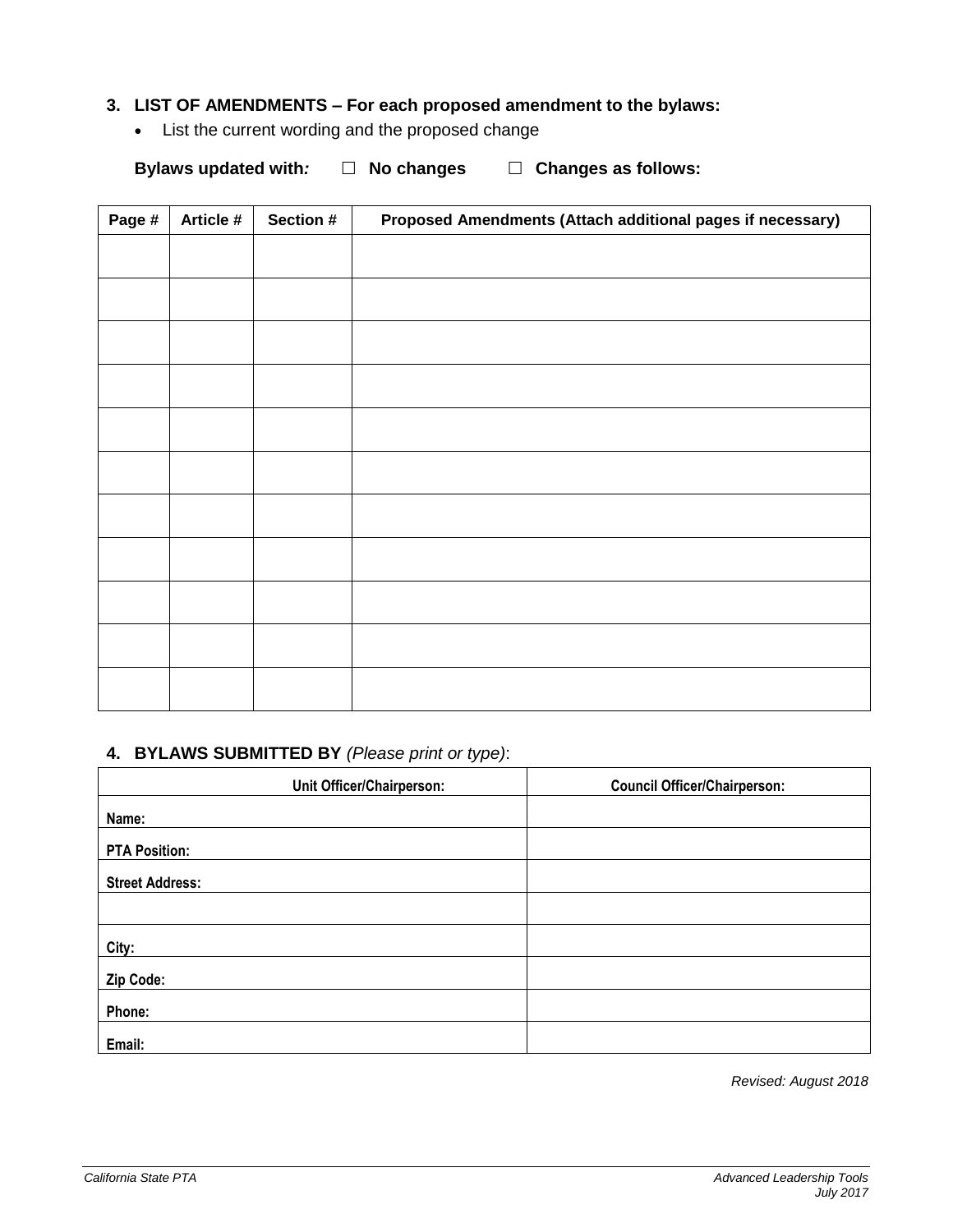### 3. LIST OF AMENDMENTS – For each proposed amendment to the bylaws:

- List the current wording and the proposed change

**Bylaws updated with*:*** ☐ **No changes** ☐ **Changes as follows:**

| Page # | Article # | Section # | Proposed Amendments (Attach additional pages if necessary) |
|---|---|---|---|
| | | | |
| | | | |
| | | | |
| | | | |
| | | | |
| | | | |
| | | | |
| | | | |
| | | | |
| | | | |
| | | | |

### 4. BYLAWS SUBMITTED BY *(Please print or type)*:

| Unit Officer/Chairperson: | Council Officer/Chairperson: |
|---|---|
| Name: | |
| PTA Position: | |
| Street Address: | |
| | |
| City: | |
| Zip Code: | |
| Phone: | |
| Email: | |

*Revised: August 2018*